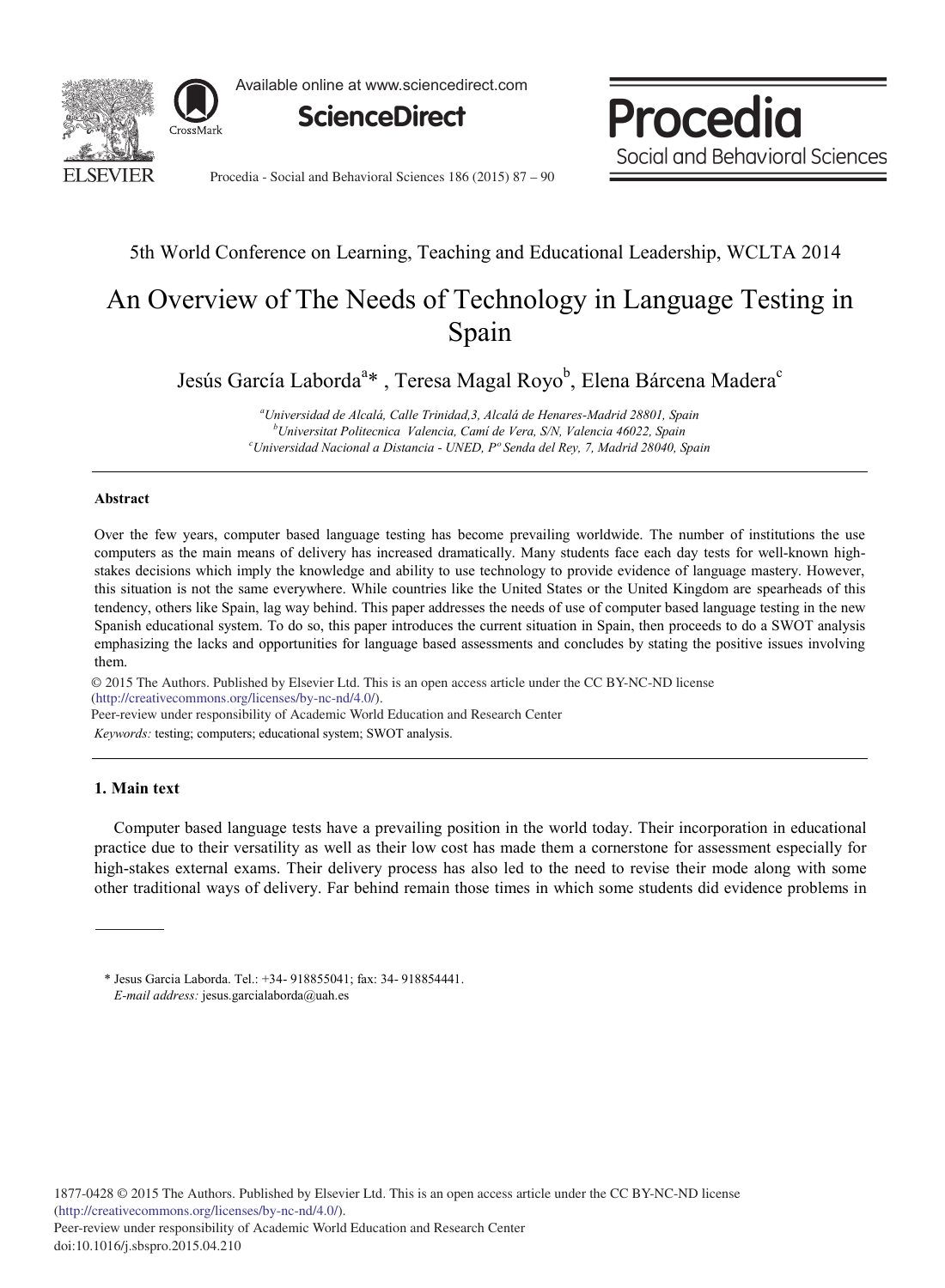5th World Conference on Learning, Teaching and Educational Leadership, WCLTA 2014

# An Overview of The Needs of Technology in Language Testing in Spain

Jesús García Laborda[a]* , Teresa Magal Royo[b], Elena Bárcena Madera[c]

[a]Universidad de Alcalá, Calle Trinidad,3, Alcalá de Henares-Madrid 28801, Spain
[b]Universitat Politecnica Valencia, Camí de Vera, S/N, Valencia 46022, Spain
[c]Universidad Nacional a Distancia - UNED, Pº Senda del Rey, 7, Madrid 28040, Spain

### Abstract

Over the few years, computer based language testing has become prevailing worldwide. The number of institutions the use computers as the main means of delivery has increased dramatically. Many students face each day tests for well-known high-stakes decisions which imply the knowledge and ability to use technology to provide evidence of language mastery. However, this situation is not the same everywhere. While countries like the United States or the United Kingdom are spearheads of this tendency, others like Spain, lag way behind. This paper addresses the needs of use of computer based language testing in the new Spanish educational system. To do so, this paper introduces the current situation in Spain, then proceeds to do a SWOT analysis emphasizing the lacks and opportunities for language based assessments and concludes by stating the positive issues involving them.

© 2015 The Authors. Published by Elsevier Ltd. This is an open access article under the CC BY-NC-ND license (http://creativecommons.org/licenses/by-nc-nd/4.0/).
Peer-review under responsibility of Academic World Education and Research Center

*Keywords:* testing; computers; educational system; SWOT analysis.

## 1. Main text

Computer based language tests have a prevailing position in the world today. Their incorporation in educational practice due to their versatility as well as their low cost has made them a cornerstone for assessment especially for high-stakes external exams. Their delivery process has also led to the need to revise their mode along with some other traditional ways of delivery. Far behind remain those times in which some students did evidence problems in

\* Jesus Garcia Laborda. Tel.: +34- 918855041; fax: 34- 918854441.
*E-mail address:* jesus.garcialaborda@uah.es

1877-0428 © 2015 The Authors. Published by Elsevier Ltd. This is an open access article under the CC BY-NC-ND license (http://creativecommons.org/licenses/by-nc-nd/4.0/).
Peer-review under responsibility of Academic World Education and Research Center
doi:10.1016/j.sbspro.2015.04.210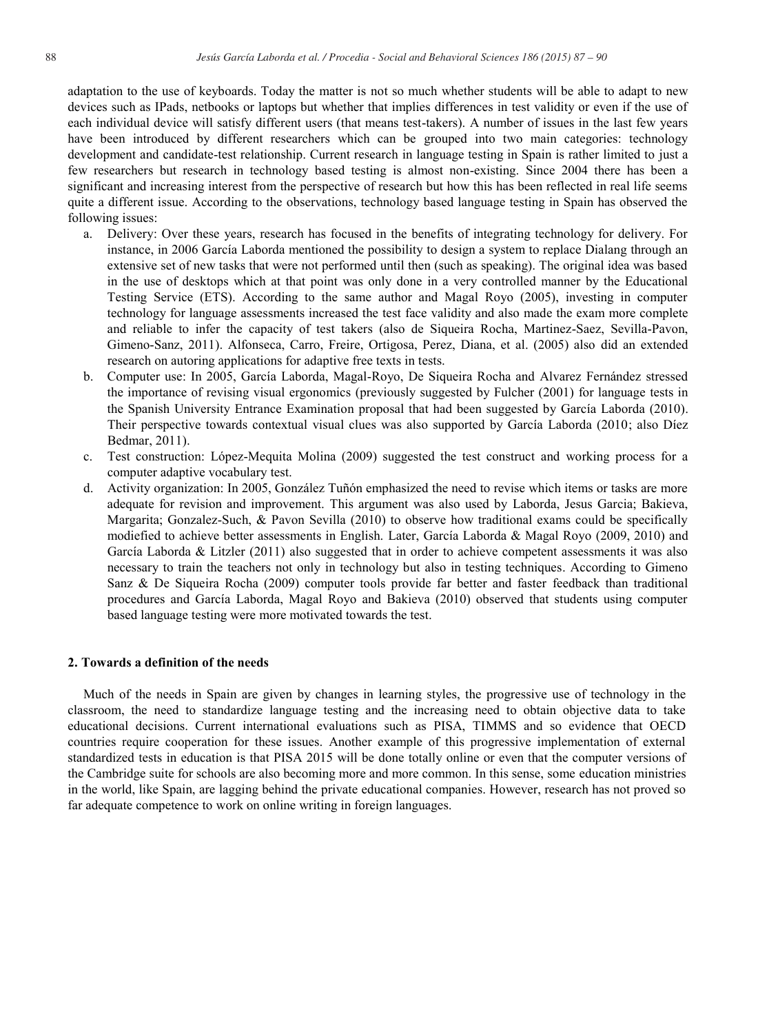adaptation to the use of keyboards. Today the matter is not so much whether students will be able to adapt to new devices such as IPads, netbooks or laptops but whether that implies differences in test validity or even if the use of each individual device will satisfy different users (that means test-takers). A number of issues in the last few years have been introduced by different researchers which can be grouped into two main categories: technology development and candidate-test relationship. Current research in language testing in Spain is rather limited to just a few researchers but research in technology based testing is almost non-existing. Since 2004 there has been a significant and increasing interest from the perspective of research but how this has been reflected in real life seems quite a different issue. According to the observations, technology based language testing in Spain has observed the following issues:

a. Delivery: Over these years, research has focused in the benefits of integrating technology for delivery. For instance, in 2006 García Laborda mentioned the possibility to design a system to replace Dialang through an extensive set of new tasks that were not performed until then (such as speaking). The original idea was based in the use of desktops which at that point was only done in a very controlled manner by the Educational Testing Service (ETS). According to the same author and Magal Royo (2005), investing in computer technology for language assessments increased the test face validity and also made the exam more complete and reliable to infer the capacity of test takers (also de Siqueira Rocha, Martinez-Saez, Sevilla-Pavon, Gimeno-Sanz, 2011). Alfonseca, Carro, Freire, Ortigosa, Perez, Diana, et al. (2005) also did an extended research on autoring applications for adaptive free texts in tests.
b. Computer use: In 2005, García Laborda, Magal-Royo, De Siqueira Rocha and Alvarez Fernández stressed the importance of revising visual ergonomics (previously suggested by Fulcher (2001) for language tests in the Spanish University Entrance Examination proposal that had been suggested by García Laborda (2010). Their perspective towards contextual visual clues was also supported by García Laborda (2010; also Díez Bedmar, 2011).
c. Test construction: López-Mequita Molina (2009) suggested the test construct and working process for a computer adaptive vocabulary test.
d. Activity organization: In 2005, González Tuñón emphasized the need to revise which items or tasks are more adequate for revision and improvement. This argument was also used by Laborda, Jesus Garcia; Bakieva, Margarita; Gonzalez-Such, & Pavon Sevilla (2010) to observe how traditional exams could be specifically modiefied to achieve better assessments in English. Later, García Laborda & Magal Royo (2009, 2010) and García Laborda & Litzler (2011) also suggested that in order to achieve competent assessments it was also necessary to train the teachers not only in technology but also in testing techniques. According to Gimeno Sanz & De Siqueira Rocha (2009) computer tools provide far better and faster feedback than traditional procedures and García Laborda, Magal Royo and Bakieva (2010) observed that students using computer based language testing were more motivated towards the test.

## 2. Towards a definition of the needs

Much of the needs in Spain are given by changes in learning styles, the progressive use of technology in the classroom, the need to standardize language testing and the increasing need to obtain objective data to take educational decisions. Current international evaluations such as PISA, TIMMS and so evidence that OECD countries require cooperation for these issues. Another example of this progressive implementation of external standardized tests in education is that PISA 2015 will be done totally online or even that the computer versions of the Cambridge suite for schools are also becoming more and more common. In this sense, some education ministries in the world, like Spain, are lagging behind the private educational companies. However, research has not proved so far adequate competence to work on online writing in foreign languages.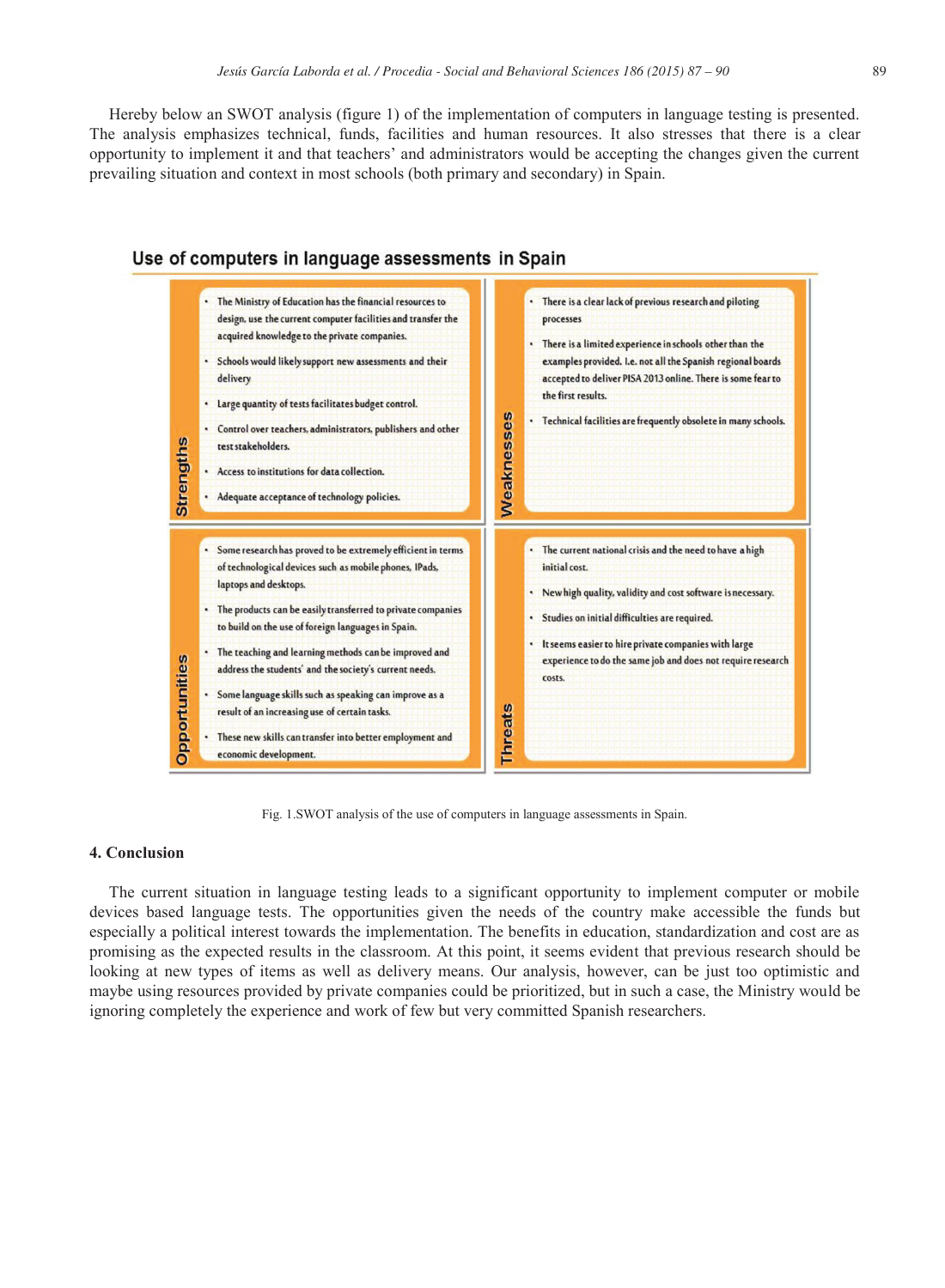Hereby below an SWOT analysis (figure 1) of the implementation of computers in language testing is presented. The analysis emphasizes technical, funds, facilities and human resources. It also stresses that there is a clear opportunity to implement it and that teachers' and administrators would be accepting the changes given the current prevailing situation and context in most schools (both primary and secondary) in Spain.

**Use of computers in language assessments in Spain**

| | |
|---|---|
| **Strengths**<br>• The Ministry of Education has the financial resources to design, use the current computer facilities and transfer the acquired knowledge to the private companies.<br>• Schools would likely support new assessments and their delivery<br>• Large quantity of tests facilitates budget control.<br>• Control over teachers, administrators, publishers and other test stakeholders.<br>• Access to institutions for data collection.<br>• Adequate acceptance of technology policies. | **Weaknesses**<br>• There is a clear lack of previous research and piloting processes<br>• There is a limited experience in schools other than the examples provided. I.e. not all the Spanish regional boards accepted to deliver PISA 2013 online. There is some fear to the first results.<br>• Technical facilities are frequently obsolete in many schools. |
| **Opportunities**<br>• Some research has proved to be extremely efficient in terms of technological devices such as mobile phones, IPads, laptops and desktops.<br>• The products can be easily transferred to private companies to build on the use of foreign languages in Spain.<br>• The teaching and learning methods can be improved and address the students' and the society's current needs.<br>• Some language skills such as speaking can improve as a result of an increasing use of certain tasks.<br>• These new skills can transfer into better employment and economic development. | **Threats**<br>• The current national crisis and the need to have a high initial cost.<br>• New high quality, validity and cost software is necessary.<br>• Studies on initial difficulties are required.<br>• It seems easier to hire private companies with large experience to do the same job and does not require research costs. |

Fig. 1.SWOT analysis of the use of computers in language assessments in Spain.

### 4. Conclusion

The current situation in language testing leads to a significant opportunity to implement computer or mobile devices based language tests. The opportunities given the needs of the country make accessible the funds but especially a political interest towards the implementation. The benefits in education, standardization and cost are as promising as the expected results in the classroom. At this point, it seems evident that previous research should be looking at new types of items as well as delivery means. Our analysis, however, can be just too optimistic and maybe using resources provided by private companies could be prioritized, but in such a case, the Ministry would be ignoring completely the experience and work of few but very committed Spanish researchers.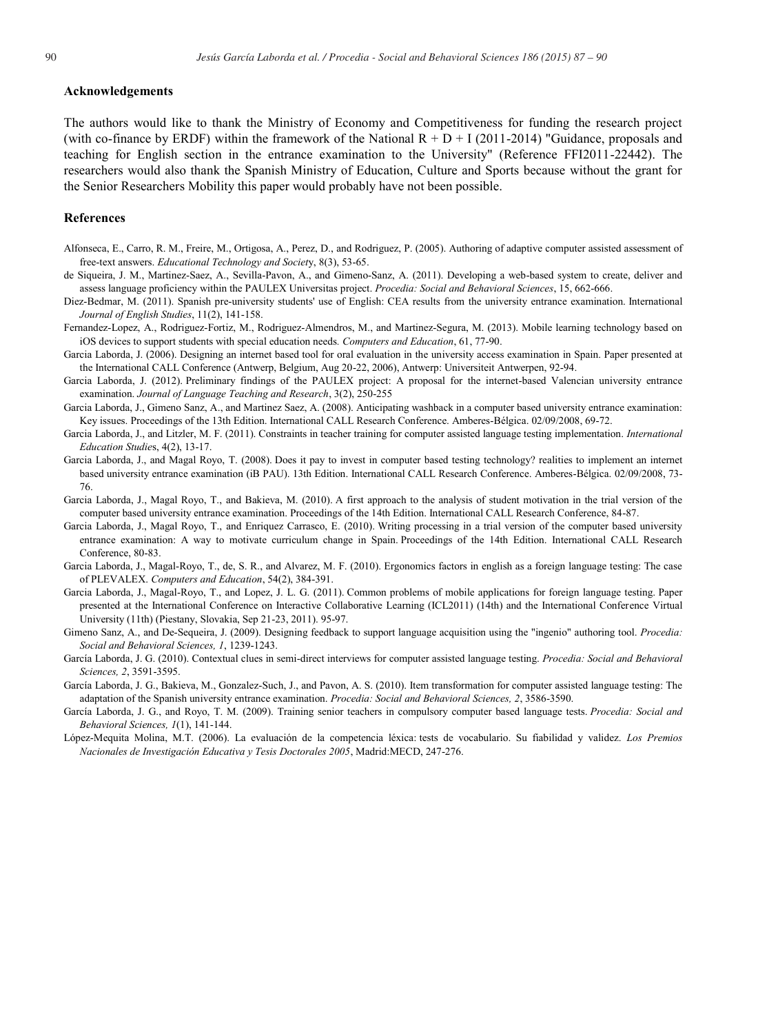## Acknowledgements

The authors would like to thank the Ministry of Economy and Competitiveness for funding the research project (with co-finance by ERDF) within the framework of the National R + D + I (2011-2014) "Guidance, proposals and teaching for English section in the entrance examination to the University" (Reference FFI2011-22442). The researchers would also thank the Spanish Ministry of Education, Culture and Sports because without the grant for the Senior Researchers Mobility this paper would probably have not been possible.

## References

Alfonseca, E., Carro, R. M., Freire, M., Ortigosa, A., Perez, D., and Rodriguez, P. (2005). Authoring of adaptive computer assisted assessment of free-text answers. *Educational Technology and Society*, 8(3), 53-65.

de Siqueira, J. M., Martinez-Saez, A., Sevilla-Pavon, A., and Gimeno-Sanz, A. (2011). Developing a web-based system to create, deliver and assess language proficiency within the PAULEX Universitas project. *Procedia: Social and Behavioral Sciences*, 15, 662-666.

Diez-Bedmar, M. (2011). Spanish pre-university students' use of English: CEA results from the university entrance examination. International *Journal of English Studies*, 11(2), 141-158.

Fernandez-Lopez, A., Rodriguez-Fortiz, M., Rodriguez-Almendros, M., and Martinez-Segura, M. (2013). Mobile learning technology based on iOS devices to support students with special education needs. *Computers and Education*, 61, 77-90.

Garcia Laborda, J. (2006). Designing an internet based tool for oral evaluation in the university access examination in Spain. Paper presented at the International CALL Conference (Antwerp, Belgium, Aug 20-22, 2006), Antwerp: Universiteit Antwerpen, 92-94.

Garcia Laborda, J. (2012). Preliminary findings of the PAULEX project: A proposal for the internet-based Valencian university entrance examination. *Journal of Language Teaching and Research*, 3(2), 250-255

Garcia Laborda, J., Gimeno Sanz, A., and Martinez Saez, A. (2008). Anticipating washback in a computer based university entrance examination: Key issues. Proceedings of the 13th Edition. International CALL Research Conference. Amberes-Bélgica. 02/09/2008, 69-72.

Garcia Laborda, J., and Litzler, M. F. (2011). Constraints in teacher training for computer assisted language testing implementation. *International Education Studies*, 4(2), 13-17.

Garcia Laborda, J., and Magal Royo, T. (2008). Does it pay to invest in computer based testing technology? realities to implement an internet based university entrance examination (iB PAU). 13th Edition. International CALL Research Conference. Amberes-Bélgica. 02/09/2008, 73-76.

Garcia Laborda, J., Magal Royo, T., and Bakieva, M. (2010). A first approach to the analysis of student motivation in the trial version of the computer based university entrance examination. Proceedings of the 14th Edition. International CALL Research Conference, 84-87.

Garcia Laborda, J., Magal Royo, T., and Enriquez Carrasco, E. (2010). Writing processing in a trial version of the computer based university entrance examination: A way to motivate curriculum change in Spain. Proceedings of the 14th Edition. International CALL Research Conference, 80-83.

Garcia Laborda, J., Magal-Royo, T., de, S. R., and Alvarez, M. F. (2010). Ergonomics factors in english as a foreign language testing: The case of PLEVALEX. *Computers and Education*, 54(2), 384-391.

Garcia Laborda, J., Magal-Royo, T., and Lopez, J. L. G. (2011). Common problems of mobile applications for foreign language testing. Paper presented at the International Conference on Interactive Collaborative Learning (ICL2011) (14th) and the International Conference Virtual University (11th) (Piestany, Slovakia, Sep 21-23, 2011). 95-97.

Gimeno Sanz, A., and De-Sequeira, J. (2009). Designing feedback to support language acquisition using the "ingenio" authoring tool. *Procedia: Social and Behavioral Sciences, 1*, 1239-1243.

García Laborda, J. G. (2010). Contextual clues in semi-direct interviews for computer assisted language testing. *Procedia: Social and Behavioral Sciences, 2*, 3591-3595.

García Laborda, J. G., Bakieva, M., Gonzalez-Such, J., and Pavon, A. S. (2010). Item transformation for computer assisted language testing: The adaptation of the Spanish university entrance examination. *Procedia: Social and Behavioral Sciences, 2*, 3586-3590.

García Laborda, J. G., and Royo, T. M. (2009). Training senior teachers in compulsory computer based language tests. *Procedia: Social and Behavioral Sciences, 1*(1), 141-144.

López-Mequita Molina, M.T. (2006). La evaluación de la competencia léxica: tests de vocabulario. Su fiabilidad y validez. *Los Premios Nacionales de Investigación Educativa y Tesis Doctorales 2005*, Madrid:MECD, 247-276.